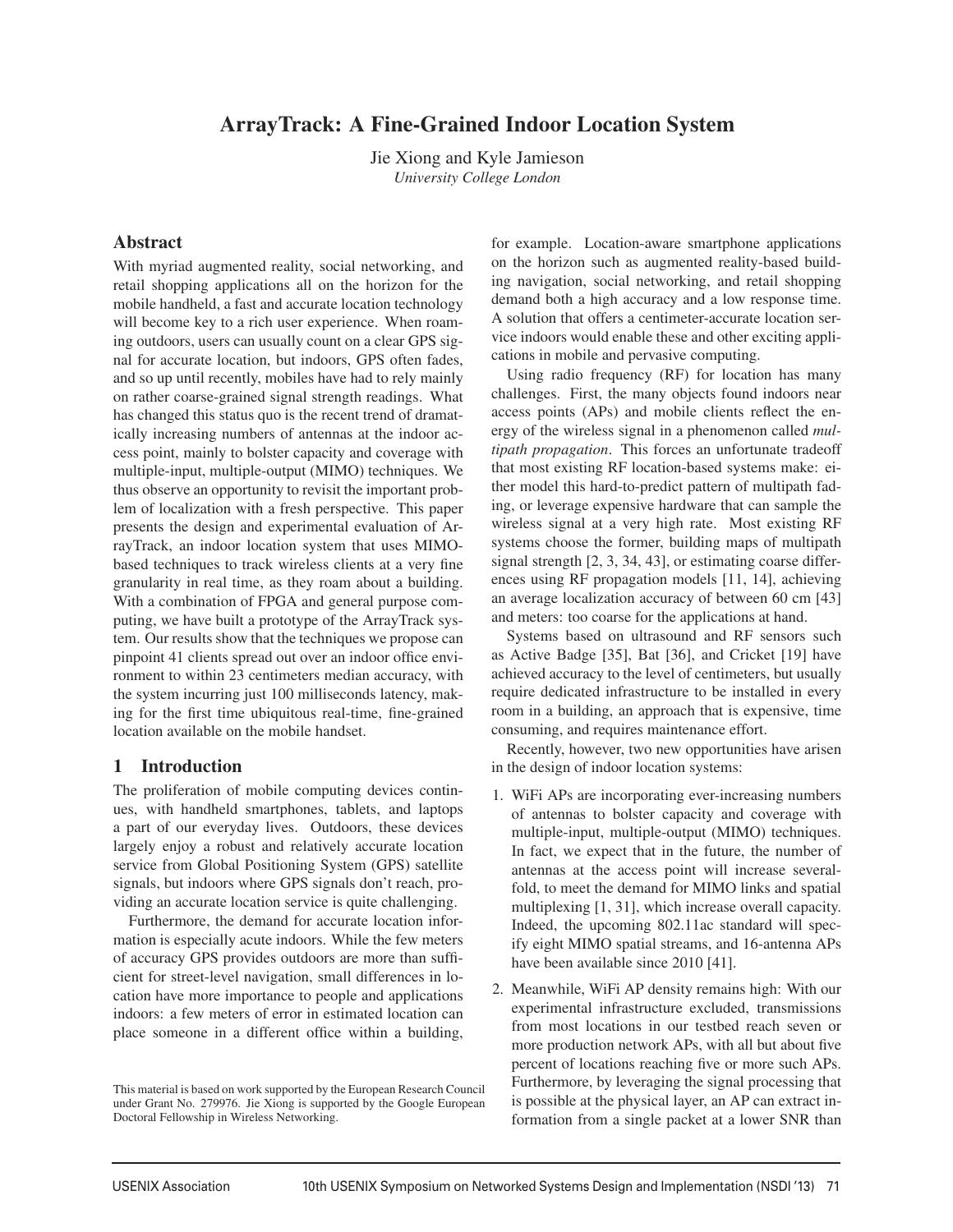# ArrayTrack: A Fine-Grained Indoor Location System

Jie Xiong and Kyle Jamieson
*University College London*

## Abstract

With myriad augmented reality, social networking, and retail shopping applications all on the horizon for the mobile handheld, a fast and accurate location technology will become key to a rich user experience. When roaming outdoors, users can usually count on a clear GPS signal for accurate location, but indoors, GPS often fades, and so up until recently, mobiles have had to rely mainly on rather coarse-grained signal strength readings. What has changed this status quo is the recent trend of dramatically increasing numbers of antennas at the indoor access point, mainly to bolster capacity and coverage with multiple-input, multiple-output (MIMO) techniques. We thus observe an opportunity to revisit the important problem of localization with a fresh perspective. This paper presents the design and experimental evaluation of ArrayTrack, an indoor location system that uses MIMO-based techniques to track wireless clients at a very fine granularity in real time, as they roam about a building. With a combination of FPGA and general purpose computing, we have built a prototype of the ArrayTrack system. Our results show that the techniques we propose can pinpoint 41 clients spread out over an indoor office environment to within 23 centimeters median accuracy, with the system incurring just 100 milliseconds latency, making for the first time ubiquitous real-time, fine-grained location available on the mobile handset.

## 1 Introduction

The proliferation of mobile computing devices continues, with handheld smartphones, tablets, and laptops a part of our everyday lives. Outdoors, these devices largely enjoy a robust and relatively accurate location service from Global Positioning System (GPS) satellite signals, but indoors where GPS signals don't reach, providing an accurate location service is quite challenging.

Furthermore, the demand for accurate location information is especially acute indoors. While the few meters of accuracy GPS provides outdoors are more than sufficient for street-level navigation, small differences in location have more importance to people and applications indoors: a few meters of error in estimated location can place someone in a different office within a building, for example. Location-aware smartphone applications on the horizon such as augmented reality-based building navigation, social networking, and retail shopping demand both a high accuracy and a low response time. A solution that offers a centimeter-accurate location service indoors would enable these and other exciting applications in mobile and pervasive computing.

Using radio frequency (RF) for location has many challenges. First, the many objects found indoors near access points (APs) and mobile clients reflect the energy of the wireless signal in a phenomenon called *multipath propagation*. This forces an unfortunate tradeoff that most existing RF location-based systems make: either model this hard-to-predict pattern of multipath fading, or leverage expensive hardware that can sample the wireless signal at a very high rate. Most existing RF systems choose the former, building maps of multipath signal strength [2, 3, 34, 43], or estimating coarse differences using RF propagation models [11, 14], achieving an average localization accuracy of between 60 cm [43] and meters: too coarse for the applications at hand.

Systems based on ultrasound and RF sensors such as Active Badge [35], Bat [36], and Cricket [19] have achieved accuracy to the level of centimeters, but usually require dedicated infrastructure to be installed in every room in a building, an approach that is expensive, time consuming, and requires maintenance effort.

Recently, however, two new opportunities have arisen in the design of indoor location systems:

1. WiFi APs are incorporating ever-increasing numbers of antennas to bolster capacity and coverage with multiple-input, multiple-output (MIMO) techniques. In fact, we expect that in the future, the number of antennas at the access point will increase several-fold, to meet the demand for MIMO links and spatial multiplexing [1, 31], which increase overall capacity. Indeed, the upcoming 802.11ac standard will specify eight MIMO spatial streams, and 16-antenna APs have been available since 2010 [41].

2. Meanwhile, WiFi AP density remains high: With our experimental infrastructure excluded, transmissions from most locations in our testbed reach seven or more production network APs, with all but about five percent of locations reaching five or more such APs. Furthermore, by leveraging the signal processing that is possible at the physical layer, an AP can extract information from a single packet at a lower SNR than

This material is based on work supported by the European Research Council under Grant No. 279976. Jie Xiong is supported by the Google European Doctoral Fellowship in Wireless Networking.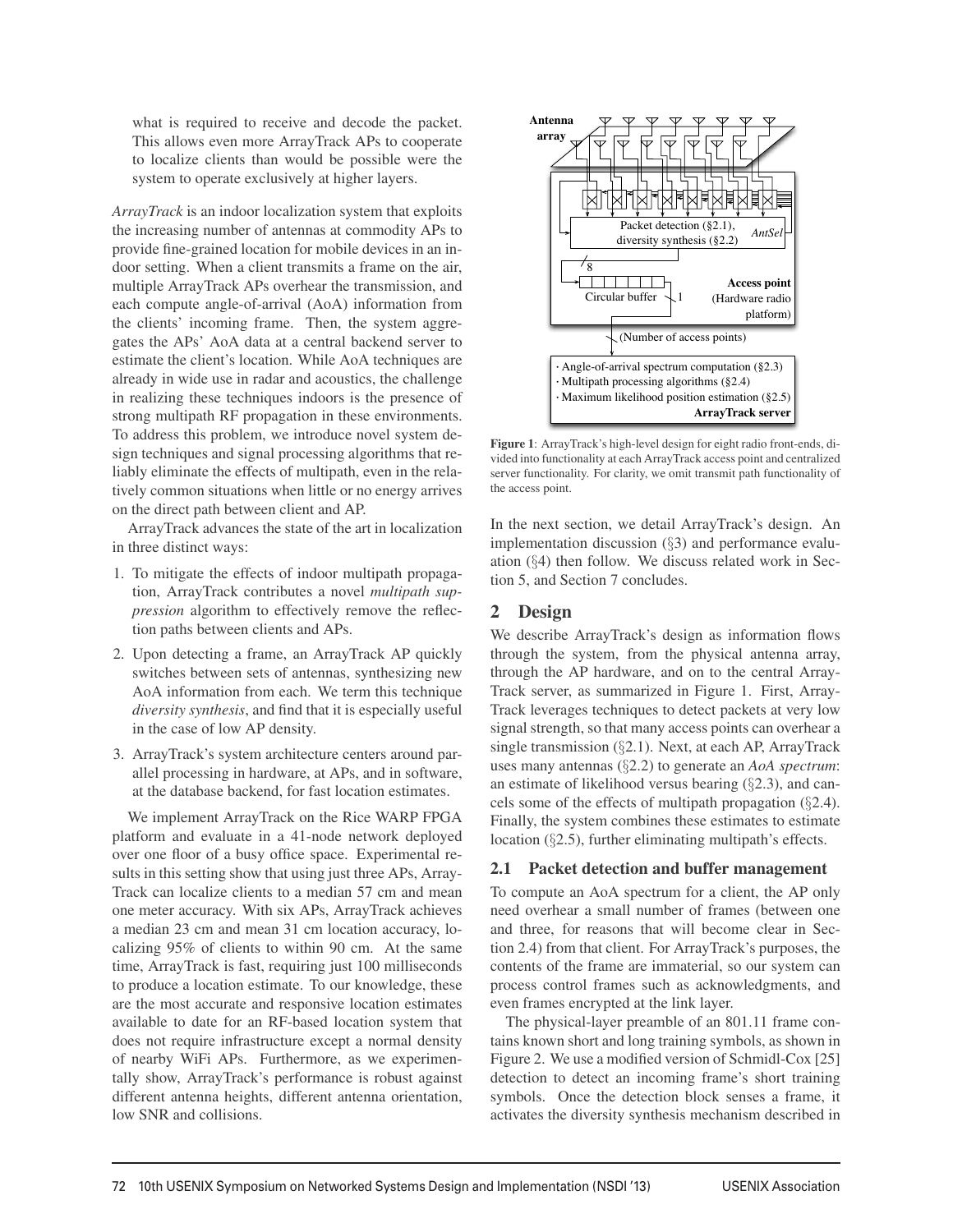what is required to receive and decode the packet. This allows even more ArrayTrack APs to cooperate to localize clients than would be possible were the system to operate exclusively at higher layers.

*ArrayTrack* is an indoor localization system that exploits the increasing number of antennas at commodity APs to provide fine-grained location for mobile devices in an indoor setting. When a client transmits a frame on the air, multiple ArrayTrack APs overhear the transmission, and each compute angle-of-arrival (AoA) information from the clients' incoming frame. Then, the system aggregates the APs' AoA data at a central backend server to estimate the client's location. While AoA techniques are already in wide use in radar and acoustics, the challenge in realizing these techniques indoors is the presence of strong multipath RF propagation in these environments. To address this problem, we introduce novel system design techniques and signal processing algorithms that reliably eliminate the effects of multipath, even in the relatively common situations when little or no energy arrives on the direct path between client and AP.

ArrayTrack advances the state of the art in localization in three distinct ways:

1. To mitigate the effects of indoor multipath propagation, ArrayTrack contributes a novel *multipath suppression* algorithm to effectively remove the reflection paths between clients and APs.
2. Upon detecting a frame, an ArrayTrack AP quickly switches between sets of antennas, synthesizing new AoA information from each. We term this technique *diversity synthesis*, and find that it is especially useful in the case of low AP density.
3. ArrayTrack's system architecture centers around parallel processing in hardware, at APs, and in software, at the database backend, for fast location estimates.

We implement ArrayTrack on the Rice WARP FPGA platform and evaluate in a 41-node network deployed over one floor of a busy office space. Experimental results in this setting show that using just three APs, ArrayTrack can localize clients to a median 57 cm and mean one meter accuracy. With six APs, ArrayTrack achieves a median 23 cm and mean 31 cm location accuracy, localizing 95% of clients to within 90 cm. At the same time, ArrayTrack is fast, requiring just 100 milliseconds to produce a location estimate. To our knowledge, these are the most accurate and responsive location estimates available to date for an RF-based location system that does not require infrastructure except a normal density of nearby WiFi APs. Furthermore, as we experimentally show, ArrayTrack's performance is robust against different antenna heights, different antenna orientation, low SNR and collisions.

Antenna array

Packet detection (§2.1), diversity synthesis (§2.2) *AntSel*

8

Circular buffer 1

**Access point** (Hardware radio platform)

(Number of access points)

· Angle-of-arrival spectrum computation (§2.3)
· Multipath processing algorithms (§2.4)
· Maximum likelihood position estimation (§2.5)
**ArrayTrack server**

**Figure 1**: ArrayTrack's high-level design for eight radio front-ends, divided into functionality at each ArrayTrack access point and centralized server functionality. For clarity, we omit transmit path functionality of the access point.

In the next section, we detail ArrayTrack's design. An implementation discussion (§3) and performance evaluation (§4) then follow. We discuss related work in Section 5, and Section 7 concludes.

## 2 Design

We describe ArrayTrack's design as information flows through the system, from the physical antenna array, through the AP hardware, and on to the central ArrayTrack server, as summarized in Figure 1. First, ArrayTrack leverages techniques to detect packets at very low signal strength, so that many access points can overhear a single transmission (§2.1). Next, at each AP, ArrayTrack uses many antennas (§2.2) to generate an *AoA spectrum*: an estimate of likelihood versus bearing (§2.3), and cancels some of the effects of multipath propagation (§2.4). Finally, the system combines these estimates to estimate location (§2.5), further eliminating multipath's effects.

### 2.1 Packet detection and buffer management

To compute an AoA spectrum for a client, the AP only need overhear a small number of frames (between one and three, for reasons that will become clear in Section 2.4) from that client. For ArrayTrack's purposes, the contents of the frame are immaterial, so our system can process control frames such as acknowledgments, and even frames encrypted at the link layer.

The physical-layer preamble of an 801.11 frame contains known short and long training symbols, as shown in Figure 2. We use a modified version of Schmidl-Cox [25] detection to detect an incoming frame's short training symbols. Once the detection block senses a frame, it activates the diversity synthesis mechanism described in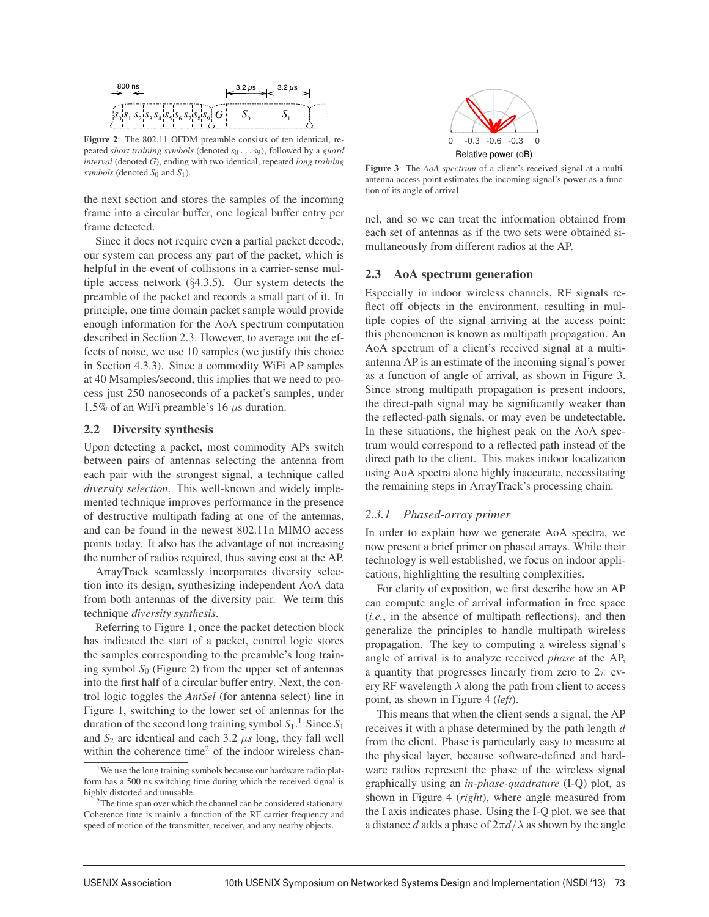Figure 2: The 802.11 OFDM preamble consists of ten identical, repeated *short training symbols* (denoted $s_0 \ldots s_9$), followed by a *guard interval* (denoted $G$), ending with two identical, repeated *long training symbols* (denoted $S_0$ and $S_1$).

the next section and stores the samples of the incoming frame into a circular buffer, one logical buffer entry per frame detected.

Since it does not require even a partial packet decode, our system can process any part of the packet, which is helpful in the event of collisions in a carrier-sense multiple access network (§4.3.5). Our system detects the preamble of the packet and records a small part of it. In principle, one time domain packet sample would provide enough information for the AoA spectrum computation described in Section 2.3. However, to average out the effects of noise, we use 10 samples (we justify this choice in Section 4.3.3). Since a commodity WiFi AP samples at 40 Msamples/second, this implies that we need to process just 250 nanoseconds of a packet's samples, under 1.5% of an WiFi preamble's 16 $\mu$s duration.

## 2.2 Diversity synthesis

Upon detecting a packet, most commodity APs switch between pairs of antennas selecting the antenna from each pair with the strongest signal, a technique called *diversity selection*. This well-known and widely implemented technique improves performance in the presence of destructive multipath fading at one of the antennas, and can be found in the newest 802.11n MIMO access points today. It also has the advantage of not increasing the number of radios required, thus saving cost at the AP.

ArrayTrack seamlessly incorporates diversity selection into its design, synthesizing independent AoA data from both antennas of the diversity pair. We term this technique *diversity synthesis*.

Referring to Figure 1, once the packet detection block has indicated the start of a packet, control logic stores the samples corresponding to the preamble's long training symbol $S_0$ (Figure 2) from the upper set of antennas into the first half of a circular buffer entry. Next, the control logic toggles the *AntSel* (for antenna select) line in Figure 1, switching to the lower set of antennas for the duration of the second long training symbol $S_1$.[1] Since $S_1$ and $S_2$ are identical and each 3.2 $\mu s$ long, they fall well within the coherence time[2] of the indoor wireless channel, and so we can treat the information obtained from each set of antennas as if the two sets were obtained simultaneously from different radios at the AP.

[1] We use the long training symbols because our hardware radio platform has a 500 ns switching time during which the received signal is highly distorted and unusable.

[2] The time span over which the channel can be considered stationary. Coherence time is mainly a function of the RF carrier frequency and speed of motion of the transmitter, receiver, and any nearby objects.

Figure 3: The *AoA spectrum* of a client's received signal at a multi-antenna access point estimates the incoming signal's power as a function of its angle of arrival.

## 2.3 AoA spectrum generation

Especially in indoor wireless channels, RF signals reflect off objects in the environment, resulting in multiple copies of the signal arriving at the access point: this phenomenon is known as multipath propagation. An AoA spectrum of a client's received signal at a multi-antenna AP is an estimate of the incoming signal's power as a function of angle of arrival, as shown in Figure 3. Since strong multipath propagation is present indoors, the direct-path signal may be significantly weaker than the reflected-path signals, or may even be undetectable. In these situations, the highest peak on the AoA spectrum would correspond to a reflected path instead of the direct path to the client. This makes indoor localization using AoA spectra alone highly inaccurate, necessitating the remaining steps in ArrayTrack's processing chain.

### 2.3.1 Phased-array primer

In order to explain how we generate AoA spectra, we now present a brief primer on phased arrays. While their technology is well established, we focus on indoor applications, highlighting the resulting complexities.

For clarity of exposition, we first describe how an AP can compute angle of arrival information in free space (*i.e.*, in the absence of multipath reflections), and then generalize the principles to handle multipath wireless propagation. The key to computing a wireless signal's angle of arrival is to analyze received *phase* at the AP, a quantity that progresses linearly from zero to $2\pi$ every RF wavelength $\lambda$ along the path from client to access point, as shown in Figure 4 (*left*).

This means that when the client sends a signal, the AP receives it with a phase determined by the path length $d$ from the client. Phase is particularly easy to measure at the physical layer, because software-defined and hardware radios represent the phase of the wireless signal graphically using an *in-phase-quadrature* (I-Q) plot, as shown in Figure 4 (*right*), where angle measured from the I axis indicates phase. Using the I-Q plot, we see that a distance $d$ adds a phase of $2\pi d/\lambda$ as shown by the angle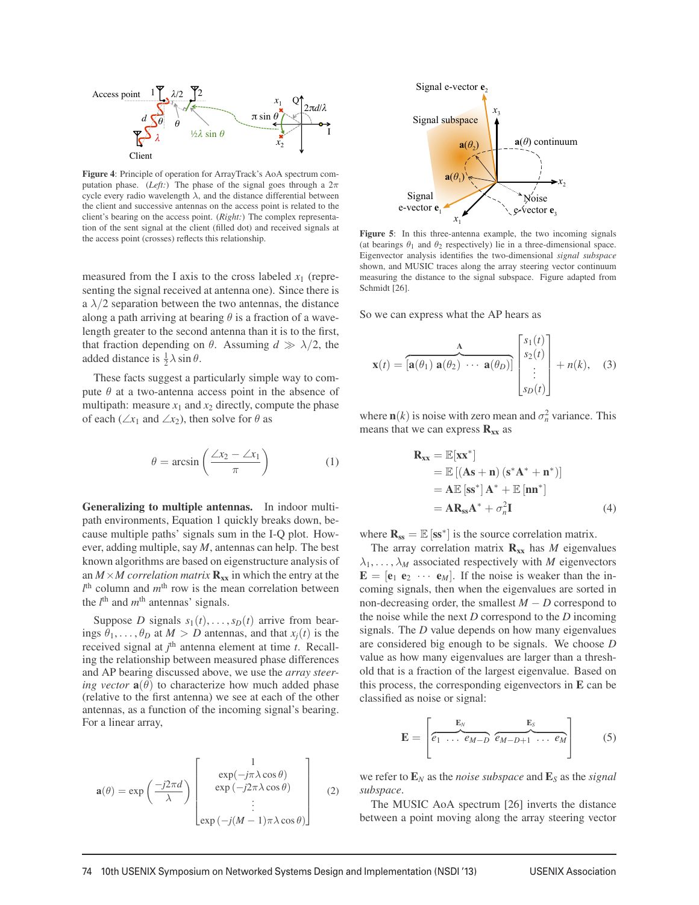Figure 4: Principle of operation for ArrayTrack's AoA spectrum computation phase. (*Left:*) The phase of the signal goes through a $2\pi$ cycle every radio wavelength $\lambda$, and the distance differential between the client and successive antennas on the access point is related to the client's bearing on the access point. (*Right:*) The complex representation of the sent signal at the client (filled dot) and received signals at the access point (crosses) reflects this relationship.

measured from the I axis to the cross labeled $x_1$ (representing the signal received at antenna one). Since there is a $\lambda/2$ separation between the two antennas, the distance along a path arriving at bearing $\theta$ is a fraction of a wavelength greater to the second antenna than it is to the first, that fraction depending on $\theta$. Assuming $d \gg \lambda/2$, the added distance is $\frac{1}{2}\lambda \sin\theta$.

These facts suggest a particularly simple way to compute $\theta$ at a two-antenna access point in the absence of multipath: measure $x_1$ and $x_2$ directly, compute the phase of each ($\angle x_1$ and $\angle x_2$), then solve for $\theta$ as

$$\theta = \arcsin\left(\frac{\angle x_2 - \angle x_1}{\pi}\right) \tag{1}$$

**Generalizing to multiple antennas.** In indoor multipath environments, Equation 1 quickly breaks down, because multiple paths' signals sum in the I-Q plot. However, adding multiple, say $M$, antennas can help. The best known algorithms are based on eigenstructure analysis of an $M \times M$ *correlation matrix* $\mathbf{R_{xx}}$ in which the entry at the $l^{\text{th}}$ column and $m^{\text{th}}$ row is the mean correlation between the $l^{\text{th}}$ and $m^{\text{th}}$ antennas' signals.

Suppose $D$ signals $s_1(t), \ldots, s_D(t)$ arrive from bearings $\theta_1, \ldots, \theta_D$ at $M > D$ antennas, and that $x_j(t)$ is the received signal at $j^{\text{th}}$ antenna element at time $t$. Recalling the relationship between measured phase differences and AP bearing discussed above, we use the *array steering vector* $\mathbf{a}(\theta)$ to characterize how much added phase (relative to the first antenna) we see at each of the other antennas, as a function of the incoming signal's bearing. For a linear array,

$$\mathbf{a}(\theta) = \exp\left(\frac{-j2\pi d}{\lambda}\right)\begin{bmatrix} 1 \\ \exp(-j\pi\lambda\cos\theta) \\ \exp(-j2\pi\lambda\cos\theta) \\ \vdots \\ \exp(-j(M-1)\pi\lambda\cos\theta) \end{bmatrix} \tag{2}$$

Figure 5: In this three-antenna example, the two incoming signals (at bearings $\theta_1$ and $\theta_2$ respectively) lie in a three-dimensional space. Eigenvector analysis identifies the two-dimensional *signal subspace* shown, and MUSIC traces along the array steering vector continuum measuring the distance to the signal subspace. Figure adapted from Schmidt [26].

So we can express what the AP hears as

$$\mathbf{x}(t) = \overbrace{[\mathbf{a}(\theta_1)\ \mathbf{a}(\theta_2)\ \cdots\ \mathbf{a}(\theta_D)]}^{\mathbf{A}}\begin{bmatrix} s_1(t) \\ s_2(t) \\ \vdots \\ s_D(t) \end{bmatrix} + n(k), \tag{3}$$

where $\mathbf{n}(k)$ is noise with zero mean and $\sigma_n^2$ variance. This means that we can express $\mathbf{R_{xx}}$ as

$$\begin{aligned}\mathbf{R_{xx}} &= \mathbb{E}[\mathbf{xx}^*] \\ &= \mathbb{E}\left[(\mathbf{As}+\mathbf{n})\left(\mathbf{s}^*\mathbf{A}^*+\mathbf{n}^*\right)\right] \\ &= \mathbf{A}\mathbb{E}\left[\mathbf{ss}^*\right]\mathbf{A}^* + \mathbb{E}\left[\mathbf{nn}^*\right] \\ &= \mathbf{AR_{ss}A}^* + \sigma_n^2\mathbf{I}\end{aligned} \tag{4}$$

where $\mathbf{R_{ss}} = \mathbb{E}[\mathbf{ss}^*]$ is the source correlation matrix.

The array correlation matrix $\mathbf{R_{xx}}$ has $M$ eigenvalues $\lambda_1, \ldots, \lambda_M$ associated respectively with $M$ eigenvectors $\mathbf{E} = [\mathbf{e}_1\ \mathbf{e}_2\ \cdots\ \mathbf{e}_M]$. If the noise is weaker than the incoming signals, then when the eigenvalues are sorted in non-decreasing order, the smallest $M-D$ correspond to the noise while the next $D$ correspond to the $D$ incoming signals. The $D$ value depends on how many eigenvalues are considered big enough to be signals. We choose $D$ value as how many eigenvalues are larger than a threshold that is a fraction of the largest eigenvalue. Based on this process, the corresponding eigenvectors in $\mathbf{E}$ can be classified as noise or signal:

$$\mathbf{E} = \Big[\underbrace{e_1\ \ldots\ e_{M-D}}_{\mathbf{E}_N}\ \underbrace{e_{M-D+1}\ \ldots\ e_M}_{\mathbf{E}_S}\Big] \tag{5}$$

we refer to $\mathbf{E}_N$ as the *noise subspace* and $\mathbf{E}_S$ as the *signal subspace*.

The MUSIC AoA spectrum [26] inverts the distance between a point moving along the array steering vector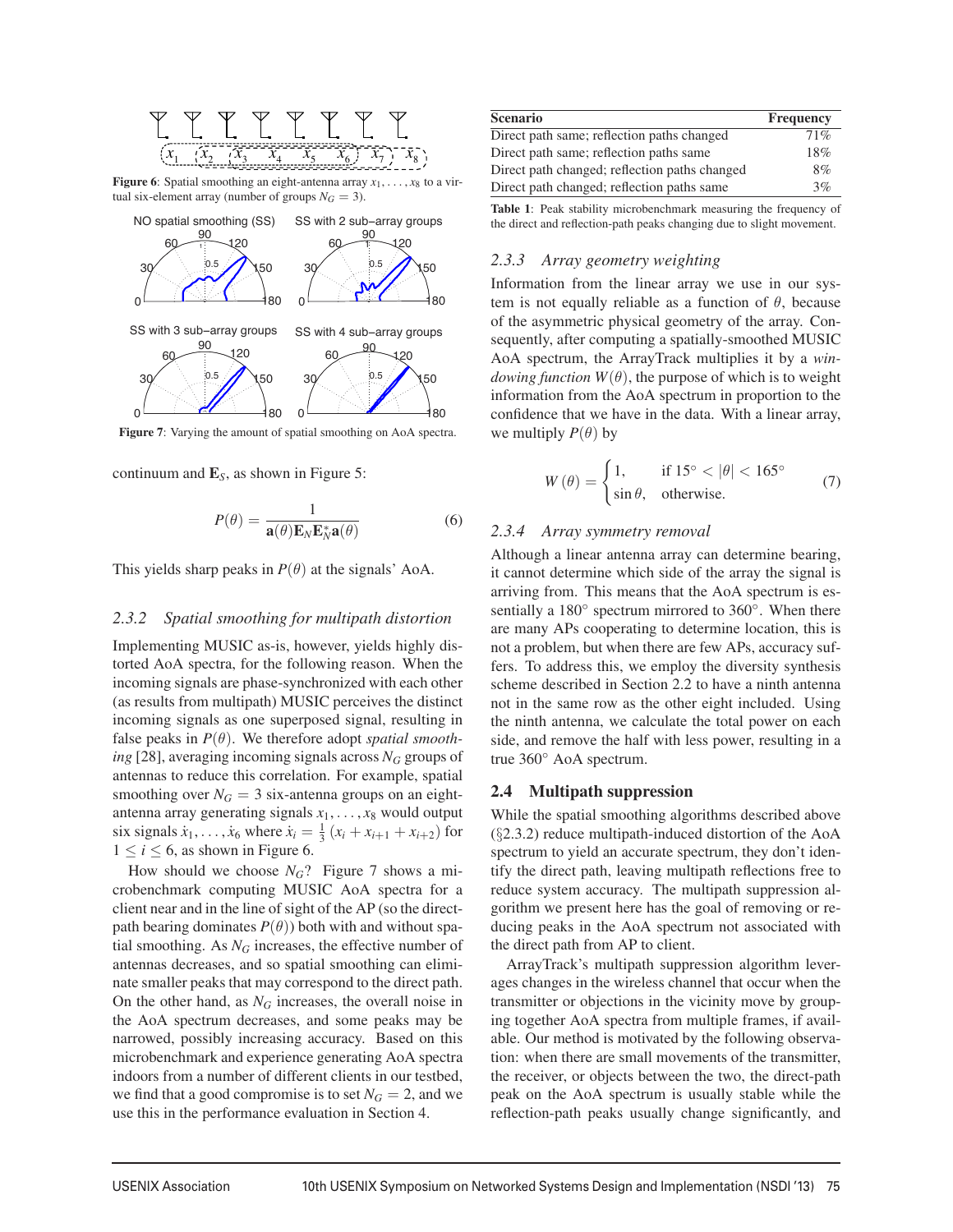Figure 6: Spatial smoothing an eight-antenna array $x_1, \ldots, x_8$ to a virtual six-element array (number of groups $N_G = 3$).

Figure 7: Varying the amount of spatial smoothing on AoA spectra.

continuum and $\mathbf{E}_S$, as shown in Figure 5:

$$P(\theta) = \frac{1}{\mathbf{a}(\theta)\mathbf{E}_N\mathbf{E}_N^*\mathbf{a}(\theta)} \quad (6)$$

This yields sharp peaks in $P(\theta)$ at the signals' AoA.

### 2.3.2 Spatial smoothing for multipath distortion

Implementing MUSIC as-is, however, yields highly distorted AoA spectra, for the following reason. When the incoming signals are phase-synchronized with each other (as results from multipath) MUSIC perceives the distinct incoming signals as one superposed signal, resulting in false peaks in $P(\theta)$. We therefore adopt *spatial smoothing* [28], averaging incoming signals across $N_G$ groups of antennas to reduce this correlation. For example, spatial smoothing over $N_G = 3$ six-antenna groups on an eight-antenna array generating signals $x_1, \ldots, x_8$ would output six signals $\dot{x}_1, \ldots, \dot{x}_6$ where $\dot{x}_i = \frac{1}{3}(x_i + x_{i+1} + x_{i+2})$ for $1 \leq i \leq 6$, as shown in Figure 6.

How should we choose $N_G$? Figure 7 shows a microbenchmark computing MUSIC AoA spectra for a client near and in the line of sight of the AP (so the direct-path bearing dominates $P(\theta)$) both with and without spatial smoothing. As $N_G$ increases, the effective number of antennas decreases, and so spatial smoothing can eliminate smaller peaks that may correspond to the direct path. On the other hand, as $N_G$ increases, the overall noise in the AoA spectrum decreases, and some peaks may be narrowed, possibly increasing accuracy. Based on this microbenchmark and experience generating AoA spectra indoors from a number of different clients in our testbed, we find that a good compromise is to set $N_G = 2$, and we use this in the performance evaluation in Section 4.

| Scenario | Frequency |
|---|---|
| Direct path same; reflection paths changed | 71% |
| Direct path same; reflection paths same | 18% |
| Direct path changed; reflection paths changed | 8% |
| Direct path changed; reflection paths same | 3% |

Table 1: Peak stability microbenchmark measuring the frequency of the direct and reflection-path peaks changing due to slight movement.

### 2.3.3 Array geometry weighting

Information from the linear array we use in our system is not equally reliable as a function of $\theta$, because of the asymmetric physical geometry of the array. Consequently, after computing a spatially-smoothed MUSIC AoA spectrum, the ArrayTrack multiplies it by a *windowing function* $W(\theta)$, the purpose of which is to weight information from the AoA spectrum in proportion to the confidence that we have in the data. With a linear array, we multiply $P(\theta)$ by

$$W(\theta) = \begin{cases} 1, & \text{if } 15^\circ < |\theta| < 165^\circ \\ \sin\theta, & \text{otherwise.} \end{cases} \quad (7)$$

### 2.3.4 Array symmetry removal

Although a linear antenna array can determine bearing, it cannot determine which side of the array the signal is arriving from. This means that the AoA spectrum is essentially a 180° spectrum mirrored to 360°. When there are many APs cooperating to determine location, this is not a problem, but when there are few APs, accuracy suffers. To address this, we employ the diversity synthesis scheme described in Section 2.2 to have a ninth antenna not in the same row as the other eight included. Using the ninth antenna, we calculate the total power on each side, and remove the half with less power, resulting in a true 360° AoA spectrum.

## 2.4 Multipath suppression

While the spatial smoothing algorithms described above (§2.3.2) reduce multipath-induced distortion of the AoA spectrum to yield an accurate spectrum, they don't identify the direct path, leaving multipath reflections free to reduce system accuracy. The multipath suppression algorithm we present here has the goal of removing or reducing peaks in the AoA spectrum not associated with the direct path from AP to client.

ArrayTrack's multipath suppression algorithm leverages changes in the wireless channel that occur when the transmitter or objections in the vicinity move by grouping together AoA spectra from multiple frames, if available. Our method is motivated by the following observation: when there are small movements of the transmitter, the receiver, or objects between the two, the direct-path peak on the AoA spectrum is usually stable while the reflection-path peaks usually change significantly, and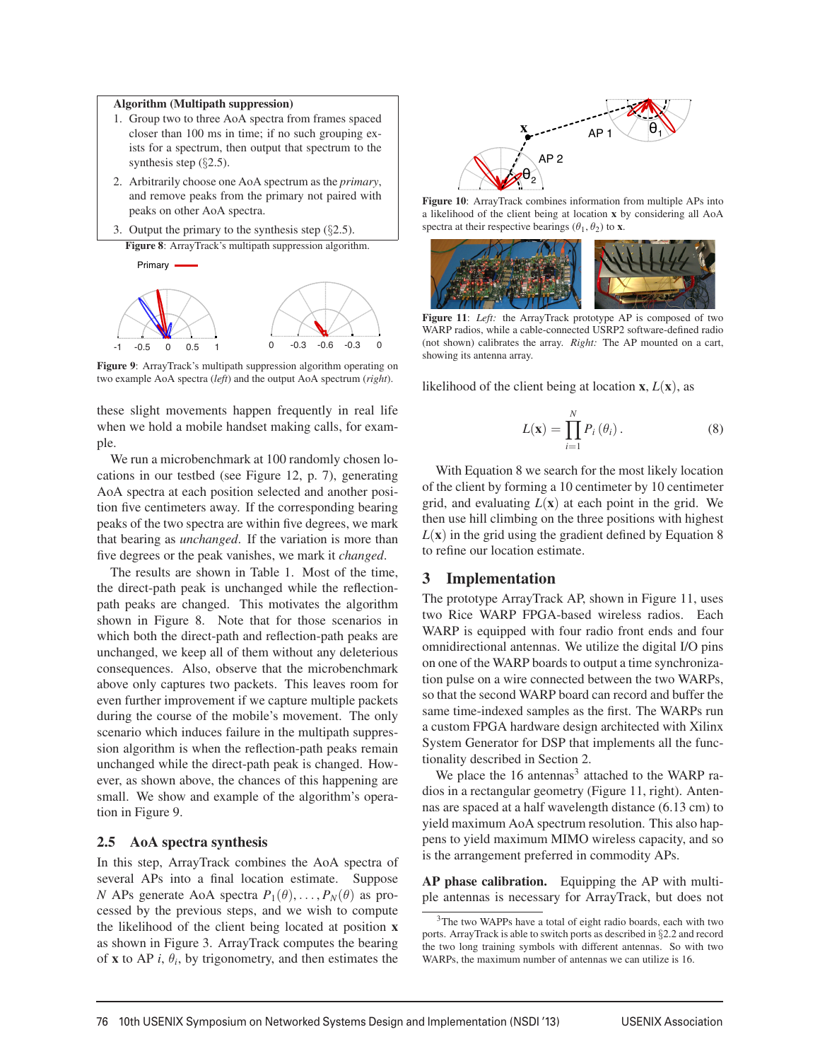**Algorithm (Multipath suppression)**

1. Group two to three AoA spectra from frames spaced closer than 100 ms in time; if no such grouping exists for a spectrum, then output that spectrum to the synthesis step (§2.5).
2. Arbitrarily choose one AoA spectrum as the *primary*, and remove peaks from the primary not paired with peaks on other AoA spectra.
3. Output the primary to the synthesis step (§2.5).

**Figure 8**: ArrayTrack's multipath suppression algorithm.

**Figure 9**: ArrayTrack's multipath suppression algorithm operating on two example AoA spectra (*left*) and the output AoA spectrum (*right*).

these slight movements happen frequently in real life when we hold a mobile handset making calls, for example.

We run a microbenchmark at 100 randomly chosen locations in our testbed (see Figure 12, p. 7), generating AoA spectra at each position selected and another position five centimeters away. If the corresponding bearing peaks of the two spectra are within five degrees, we mark that bearing as *unchanged*. If the variation is more than five degrees or the peak vanishes, we mark it *changed*.

The results are shown in Table 1. Most of the time, the direct-path peak is unchanged while the reflection-path peaks are changed. This motivates the algorithm shown in Figure 8. Note that for those scenarios in which both the direct-path and reflection-path peaks are unchanged, we keep all of them without any deleterious consequences. Also, observe that the microbenchmark above only captures two packets. This leaves room for even further improvement if we capture multiple packets during the course of the mobile's movement. The only scenario which induces failure in the multipath suppression algorithm is when the reflection-path peaks remain unchanged while the direct-path peak is changed. However, as shown above, the chances of this happening are small. We show and example of the algorithm's operation in Figure 9.

### 2.5 AoA spectra synthesis

In this step, ArrayTrack combines the AoA spectra of several APs into a final location estimate. Suppose $N$ APs generate AoA spectra $P_1(\theta), \ldots, P_N(\theta)$ as processed by the previous steps, and we wish to compute the likelihood of the client being located at position $\mathbf{x}$ as shown in Figure 3. ArrayTrack computes the bearing of $\mathbf{x}$ to AP $i$, $\theta_i$, by trigonometry, and then estimates the likelihood of the client being at location $\mathbf{x}$, $L(\mathbf{x})$, as

$$L(\mathbf{x}) = \prod_{i=1}^{N} P_i(\theta_i). \tag{8}$$

**Figure 10**: ArrayTrack combines information from multiple APs into a likelihood of the client being at location $\mathbf{x}$ by considering all AoA spectra at their respective bearings $(\theta_1, \theta_2)$ to $\mathbf{x}$.

**Figure 11**: *Left:* the ArrayTrack prototype AP is composed of two WARP radios, while a cable-connected USRP2 software-defined radio (not shown) calibrates the array. *Right:* The AP mounted on a cart, showing its antenna array.

With Equation 8 we search for the most likely location of the client by forming a 10 centimeter by 10 centimeter grid, and evaluating $L(\mathbf{x})$ at each point in the grid. We then use hill climbing on the three positions with highest $L(\mathbf{x})$ in the grid using the gradient defined by Equation 8 to refine our location estimate.

## 3 Implementation

The prototype ArrayTrack AP, shown in Figure 11, uses two Rice WARP FPGA-based wireless radios. Each WARP is equipped with four radio front ends and four omnidirectional antennas. We utilize the digital I/O pins on one of the WARP boards to output a time synchronization pulse on a wire connected between the two WARPs, so that the second WARP board can record and buffer the same time-indexed samples as the first. The WARPs run a custom FPGA hardware design architected with Xilinx System Generator for DSP that implements all the functionality described in Section 2.

We place the 16 antennas[3] attached to the WARP radios in a rectangular geometry (Figure 11, right). Antennas are spaced at a half wavelength distance (6.13 cm) to yield maximum AoA spectrum resolution. This also happens to yield maximum MIMO wireless capacity, and so is the arrangement preferred in commodity APs.

**AP phase calibration.** Equipping the AP with multiple antennas is necessary for ArrayTrack, but does not

[3] The two WAPPs have a total of eight radio boards, each with two ports. ArrayTrack is able to switch ports as described in §2.2 and record the two long training symbols with different antennas. So with two WARPs, the maximum number of antennas we can utilize is 16.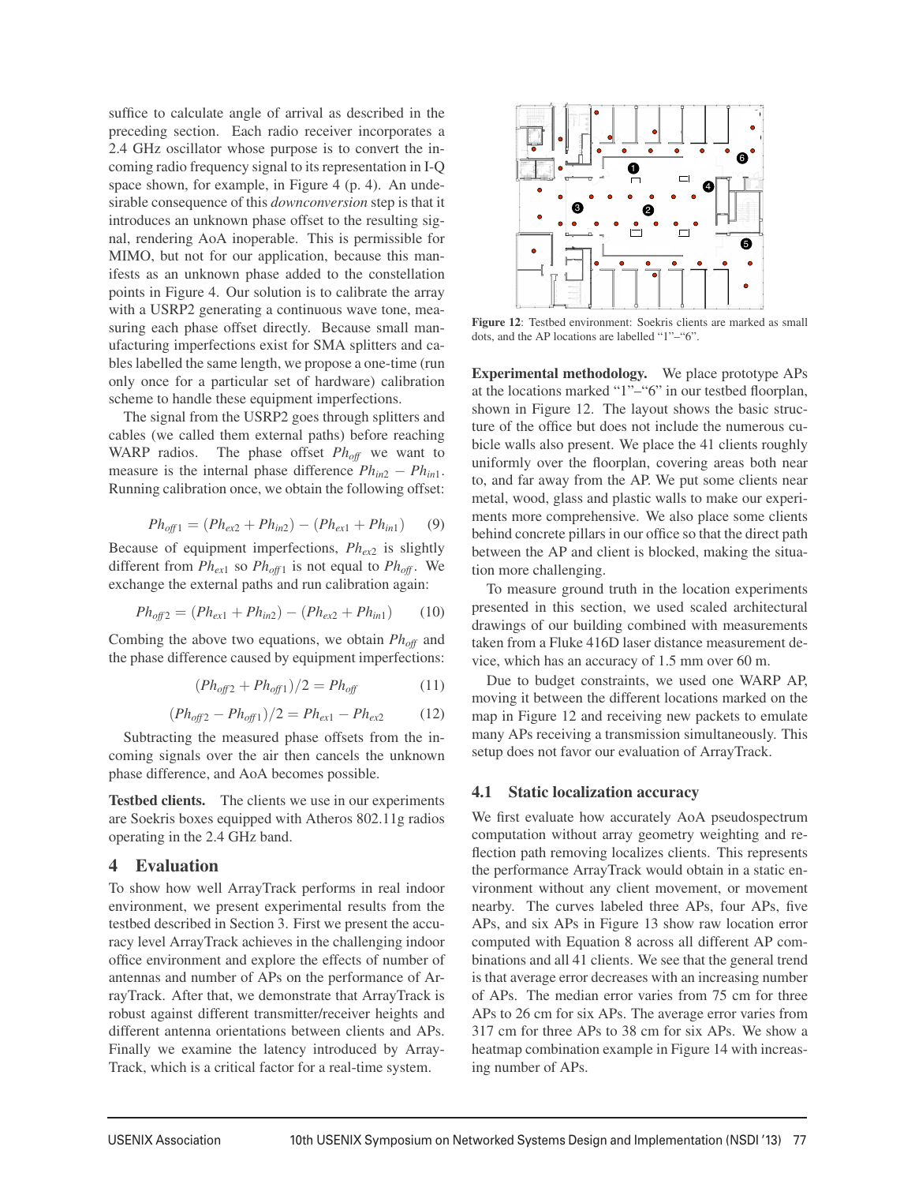suffice to calculate angle of arrival as described in the preceding section. Each radio receiver incorporates a 2.4 GHz oscillator whose purpose is to convert the incoming radio frequency signal to its representation in I-Q space shown, for example, in Figure 4 (p. 4). An undesirable consequence of this *downconversion* step is that it introduces an unknown phase offset to the resulting signal, rendering AoA inoperable. This is permissible for MIMO, but not for our application, because this manifests as an unknown phase added to the constellation points in Figure 4. Our solution is to calibrate the array with a USRP2 generating a continuous wave tone, measuring each phase offset directly. Because small manufacturing imperfections exist for SMA splitters and cables labelled the same length, we propose a one-time (run only once for a particular set of hardware) calibration scheme to handle these equipment imperfections.

The signal from the USRP2 goes through splitters and cables (we called them external paths) before reaching WARP radios. The phase offset $Ph_{off}$ we want to measure is the internal phase difference $Ph_{in2} - Ph_{in1}$. Running calibration once, we obtain the following offset:

$$Ph_{off1} = (Ph_{ex2} + Ph_{in2}) - (Ph_{ex1} + Ph_{in1}) \quad (9)$$

Because of equipment imperfections, $Ph_{ex2}$ is slightly different from $Ph_{ex1}$ so $Ph_{off1}$ is not equal to $Ph_{off}$. We exchange the external paths and run calibration again:

$$Ph_{off2} = (Ph_{ex1} + Ph_{in2}) - (Ph_{ex2} + Ph_{in1}) \quad (10)$$

Combing the above two equations, we obtain $Ph_{off}$ and the phase difference caused by equipment imperfections:

$$(Ph_{off2} + Ph_{off1})/2 = Ph_{off} \quad (11)$$

$$(Ph_{off2} - Ph_{off1})/2 = Ph_{ex1} - Ph_{ex2} \quad (12)$$

Subtracting the measured phase offsets from the incoming signals over the air then cancels the unknown phase difference, and AoA becomes possible.

**Testbed clients.** The clients we use in our experiments are Soekris boxes equipped with Atheros 802.11g radios operating in the 2.4 GHz band.

# 4 Evaluation

To show how well ArrayTrack performs in real indoor environment, we present experimental results from the testbed described in Section 3. First we present the accuracy level ArrayTrack achieves in the challenging indoor office environment and explore the effects of number of antennas and number of APs on the performance of ArrayTrack. After that, we demonstrate that ArrayTrack is robust against different transmitter/receiver heights and different antenna orientations between clients and APs. Finally we examine the latency introduced by ArrayTrack, which is a critical factor for a real-time system.

**Figure 12**: Testbed environment: Soekris clients are marked as small dots, and the AP locations are labelled "1"–"6".

**Experimental methodology.** We place prototype APs at the locations marked "1"–"6" in our testbed floorplan, shown in Figure 12. The layout shows the basic structure of the office but does not include the numerous cubicle walls also present. We place the 41 clients roughly uniformly over the floorplan, covering areas both near to, and far away from the AP. We put some clients near metal, wood, glass and plastic walls to make our experiments more comprehensive. We also place some clients behind concrete pillars in our office so that the direct path between the AP and client is blocked, making the situation more challenging.

To measure ground truth in the location experiments presented in this section, we used scaled architectural drawings of our building combined with measurements taken from a Fluke 416D laser distance measurement device, which has an accuracy of 1.5 mm over 60 m.

Due to budget constraints, we used one WARP AP, moving it between the different locations marked on the map in Figure 12 and receiving new packets to emulate many APs receiving a transmission simultaneously. This setup does not favor our evaluation of ArrayTrack.

## 4.1 Static localization accuracy

We first evaluate how accurately AoA pseudospectrum computation without array geometry weighting and reflection path removing localizes clients. This represents the performance ArrayTrack would obtain in a static environment without any client movement, or movement nearby. The curves labeled three APs, four APs, five APs, and six APs in Figure 13 show raw location error computed with Equation 8 across all different AP combinations and all 41 clients. We see that the general trend is that average error decreases with an increasing number of APs. The median error varies from 75 cm for three APs to 26 cm for six APs. The average error varies from 317 cm for three APs to 38 cm for six APs. We show a heatmap combination example in Figure 14 with increasing number of APs.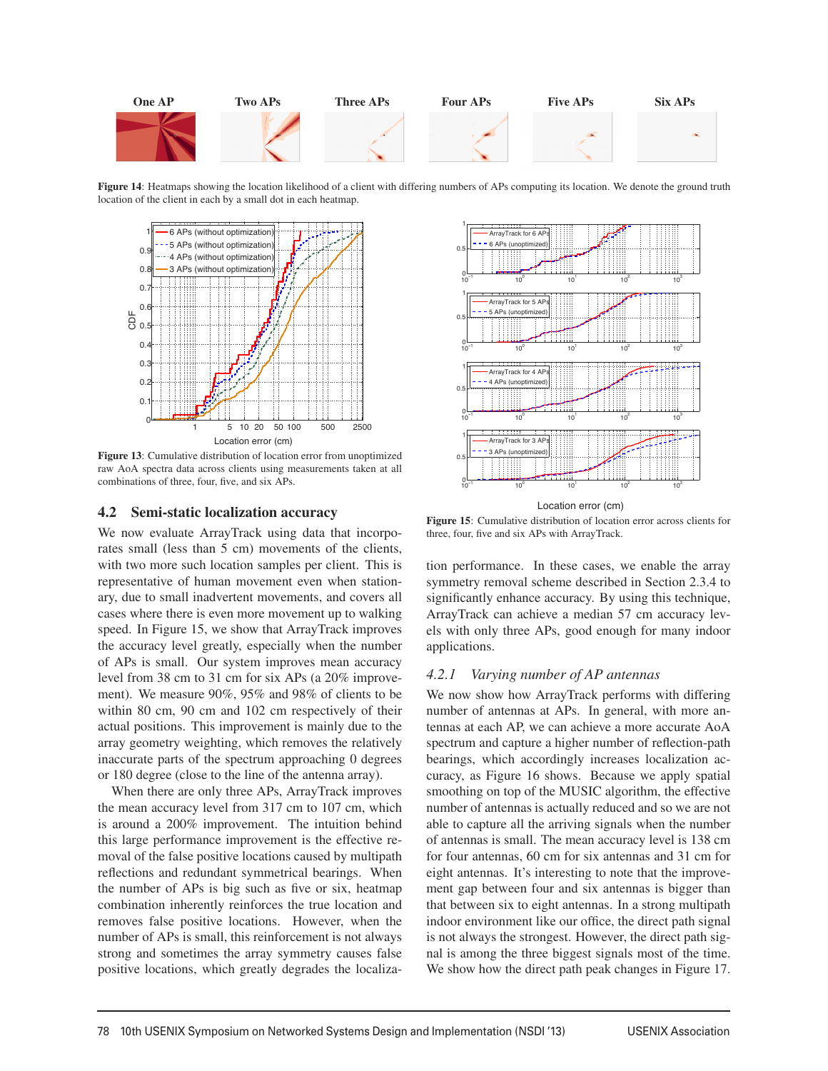Figure 14: Heatmaps showing the location likelihood of a client with differing numbers of APs computing its location. We denote the ground truth location of the client in each by a small dot in each heatmap.

Figure 13: Cumulative distribution of location error from unoptimized raw AoA spectra data across clients using measurements taken at all combinations of three, four, five, and six APs.

Figure 15: Cumulative distribution of location error across clients for three, four, five and six APs with ArrayTrack.

### 4.2 Semi-static localization accuracy

We now evaluate ArrayTrack using data that incorporates small (less than 5 cm) movements of the clients, with two more such location samples per client. This is representative of human movement even when stationary, due to small inadvertent movements, and covers all cases where there is even more movement up to walking speed. In Figure 15, we show that ArrayTrack improves the accuracy level greatly, especially when the number of APs is small. Our system improves mean accuracy level from 38 cm to 31 cm for six APs (a 20% improvement). We measure 90%, 95% and 98% of clients to be within 80 cm, 90 cm and 102 cm respectively of their actual positions. This improvement is mainly due to the array geometry weighting, which removes the relatively inaccurate parts of the spectrum approaching 0 degrees or 180 degree (close to the line of the antenna array).

When there are only three APs, ArrayTrack improves the mean accuracy level from 317 cm to 107 cm, which is around a 200% improvement. The intuition behind this large performance improvement is the effective removal of the false positive locations caused by multipath reflections and redundant symmetrical bearings. When the number of APs is big such as five or six, heatmap combination inherently reinforces the true location and removes false positive locations. However, when the number of APs is small, this reinforcement is not always strong and sometimes the array symmetry causes false positive locations, which greatly degrades the localization performance. In these cases, we enable the array symmetry removal scheme described in Section 2.3.4 to significantly enhance accuracy. By using this technique, ArrayTrack can achieve a median 57 cm accuracy levels with only three APs, good enough for many indoor applications.

#### 4.2.1 *Varying number of AP antennas*

We now show how ArrayTrack performs with differing number of antennas at APs. In general, with more antennas at each AP, we can achieve a more accurate AoA spectrum and capture a higher number of reflection-path bearings, which accordingly increases localization accuracy, as Figure 16 shows. Because we apply spatial smoothing on top of the MUSIC algorithm, the effective number of antennas is actually reduced and so we are not able to capture all the arriving signals when the number of antennas is small. The mean accuracy level is 138 cm for four antennas, 60 cm for six antennas and 31 cm for eight antennas. It's interesting to note that the improvement gap between four and six antennas is bigger than that between six to eight antennas. In a strong multipath indoor environment like our office, the direct path signal is not always the strongest. However, the direct path signal is among the three biggest signals most of the time. We show how the direct path peak changes in Figure 17.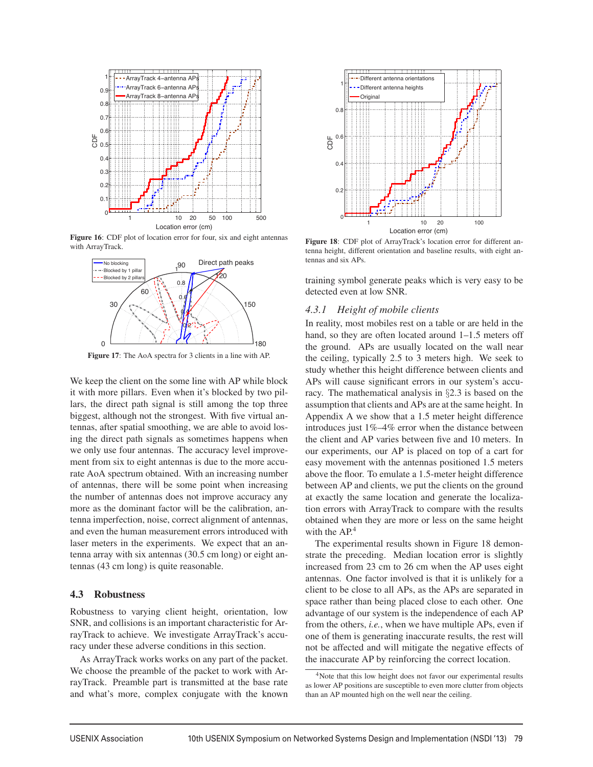Figure 16: CDF plot of location error for four, six and eight antennas with ArrayTrack.

Figure 17: The AoA spectra for 3 clients in a line with AP.

We keep the client on the some line with AP while block it with more pillars. Even when it's blocked by two pillars, the direct path signal is still among the top three biggest, although not the strongest. With five virtual antennas, after spatial smoothing, we are able to avoid losing the direct path signals as sometimes happens when we only use four antennas. The accuracy level improvement from six to eight antennas is due to the more accurate AoA spectrum obtained. With an increasing number of antennas, there will be some point when increasing the number of antennas does not improve accuracy any more as the dominant factor will be the calibration, antenna imperfection, noise, correct alignment of antennas, and even the human measurement errors introduced with laser meters in the experiments. We expect that an antenna array with six antennas (30.5 cm long) or eight antennas (43 cm long) is quite reasonable.

## 4.3 Robustness

Robustness to varying client height, orientation, low SNR, and collisions is an important characteristic for ArrayTrack to achieve. We investigate ArrayTrack's accuracy under these adverse conditions in this section.

As ArrayTrack works works on any part of the packet. We choose the preamble of the packet to work with ArrayTrack. Preamble part is transmitted at the base rate and what's more, complex conjugate with the known training symbol generate peaks which is very easy to be detected even at low SNR.

Figure 18: CDF plot of ArrayTrack's location error for different antenna height, different orientation and baseline results, with eight antennas and six APs.

### 4.3.1 *Height of mobile clients*

In reality, most mobiles rest on a table or are held in the hand, so they are often located around 1–1.5 meters off the ground. APs are usually located on the wall near the ceiling, typically 2.5 to 3 meters high. We seek to study whether this height difference between clients and APs will cause significant errors in our system's accuracy. The mathematical analysis in §2.3 is based on the assumption that clients and APs are at the same height. In Appendix A we show that a 1.5 meter height difference introduces just 1%–4% error when the distance between the client and AP varies between five and 10 meters. In our experiments, our AP is placed on top of a cart for easy movement with the antennas positioned 1.5 meters above the floor. To emulate a 1.5-meter height difference between AP and clients, we put the clients on the ground at exactly the same location and generate the localization errors with ArrayTrack to compare with the results obtained when they are more or less on the same height with the AP.[4]

The experimental results shown in Figure 18 demonstrate the preceding. Median location error is slightly increased from 23 cm to 26 cm when the AP uses eight antennas. One factor involved is that it is unlikely for a client to be close to all APs, as the APs are separated in space rather than being placed close to each other. One advantage of our system is the independence of each AP from the others, *i.e.*, when we have multiple APs, even if one of them is generating inaccurate results, the rest will not be affected and will mitigate the negative effects of the inaccurate AP by reinforcing the correct location.

[4]Note that this low height does not favor our experimental results as lower AP positions are susceptible to even more clutter from objects than an AP mounted high on the well near the ceiling.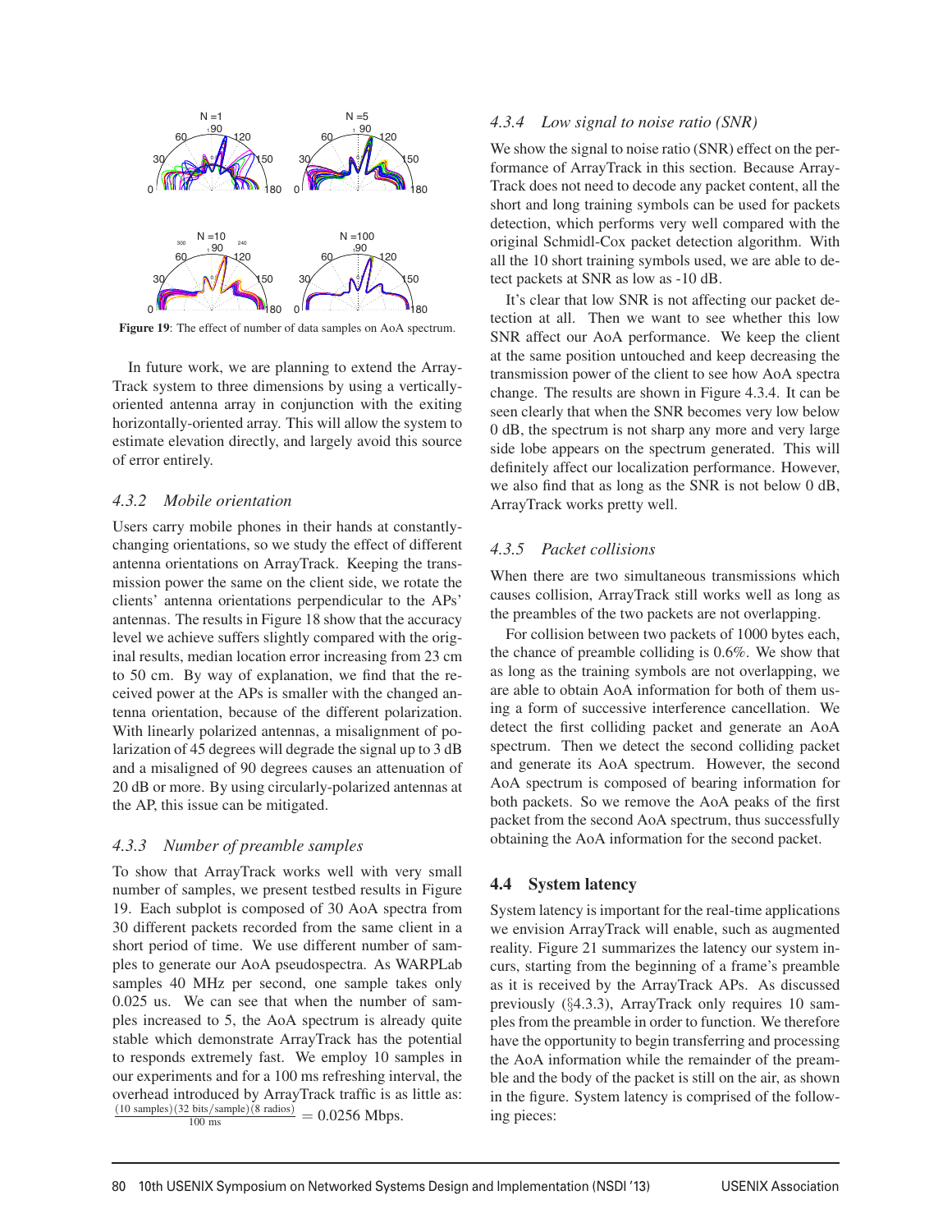Figure 19: The effect of number of data samples on AoA spectrum.

In future work, we are planning to extend the ArrayTrack system to three dimensions by using a vertically-oriented antenna array in conjunction with the exiting horizontally-oriented array. This will allow the system to estimate elevation directly, and largely avoid this source of error entirely.

### 4.3.2 Mobile orientation

Users carry mobile phones in their hands at constantly-changing orientations, so we study the effect of different antenna orientations on ArrayTrack. Keeping the transmission power the same on the client side, we rotate the clients' antenna orientations perpendicular to the APs' antennas. The results in Figure 18 show that the accuracy level we achieve suffers slightly compared with the original results, median location error increasing from 23 cm to 50 cm. By way of explanation, we find that the received power at the APs is smaller with the changed antenna orientation, because of the different polarization. With linearly polarized antennas, a misalignment of polarization of 45 degrees will degrade the signal up to 3 dB and a misaligned of 90 degrees causes an attenuation of 20 dB or more. By using circularly-polarized antennas at the AP, this issue can be mitigated.

### 4.3.3 Number of preamble samples

To show that ArrayTrack works well with very small number of samples, we present testbed results in Figure 19. Each subplot is composed of 30 AoA spectra from 30 different packets recorded from the same client in a short period of time. We use different number of samples to generate our AoA pseudospectra. As WARPLab samples 40 MHz per second, one sample takes only 0.025 us. We can see that when the number of samples increased to 5, the AoA spectrum is already quite stable which demonstrate ArrayTrack has the potential to responds extremely fast. We employ 10 samples in our experiments and for a 100 ms refreshing interval, the overhead introduced by ArrayTrack traffic is as little as: $\frac{(10\text{ samples})(32\text{ bits/sample})(8\text{ radios})}{100\text{ ms}} = 0.0256$ Mbps.

### 4.3.4 Low signal to noise ratio (SNR)

We show the signal to noise ratio (SNR) effect on the performance of ArrayTrack in this section. Because ArrayTrack does not need to decode any packet content, all the short and long training symbols can be used for packets detection, which performs very well compared with the original Schmidl-Cox packet detection algorithm. With all the 10 short training symbols used, we are able to detect packets at SNR as low as -10 dB.

It's clear that low SNR is not affecting our packet detection at all. Then we want to see whether this low SNR affect our AoA performance. We keep the client at the same position untouched and keep decreasing the transmission power of the client to see how AoA spectra change. The results are shown in Figure 4.3.4. It can be seen clearly that when the SNR becomes very low below 0 dB, the spectrum is not sharp any more and very large side lobe appears on the spectrum generated. This will definitely affect our localization performance. However, we also find that as long as the SNR is not below 0 dB, ArrayTrack works pretty well.

### 4.3.5 Packet collisions

When there are two simultaneous transmissions which causes collision, ArrayTrack still works well as long as the preambles of the two packets are not overlapping.

For collision between two packets of 1000 bytes each, the chance of preamble colliding is 0.6%. We show that as long as the training symbols are not overlapping, we are able to obtain AoA information for both of them using a form of successive interference cancellation. We detect the first colliding packet and generate an AoA spectrum. Then we detect the second colliding packet and generate its AoA spectrum. However, the second AoA spectrum is composed of bearing information for both packets. So we remove the AoA peaks of the first packet from the second AoA spectrum, thus successfully obtaining the AoA information for the second packet.

## 4.4 System latency

System latency is important for the real-time applications we envision ArrayTrack will enable, such as augmented reality. Figure 21 summarizes the latency our system incurs, starting from the beginning of a frame's preamble as it is received by the ArrayTrack APs. As discussed previously (§4.3.3), ArrayTrack only requires 10 samples from the preamble in order to function. We therefore have the opportunity to begin transferring and processing the AoA information while the remainder of the preamble and the body of the packet is still on the air, as shown in the figure. System latency is comprised of the following pieces: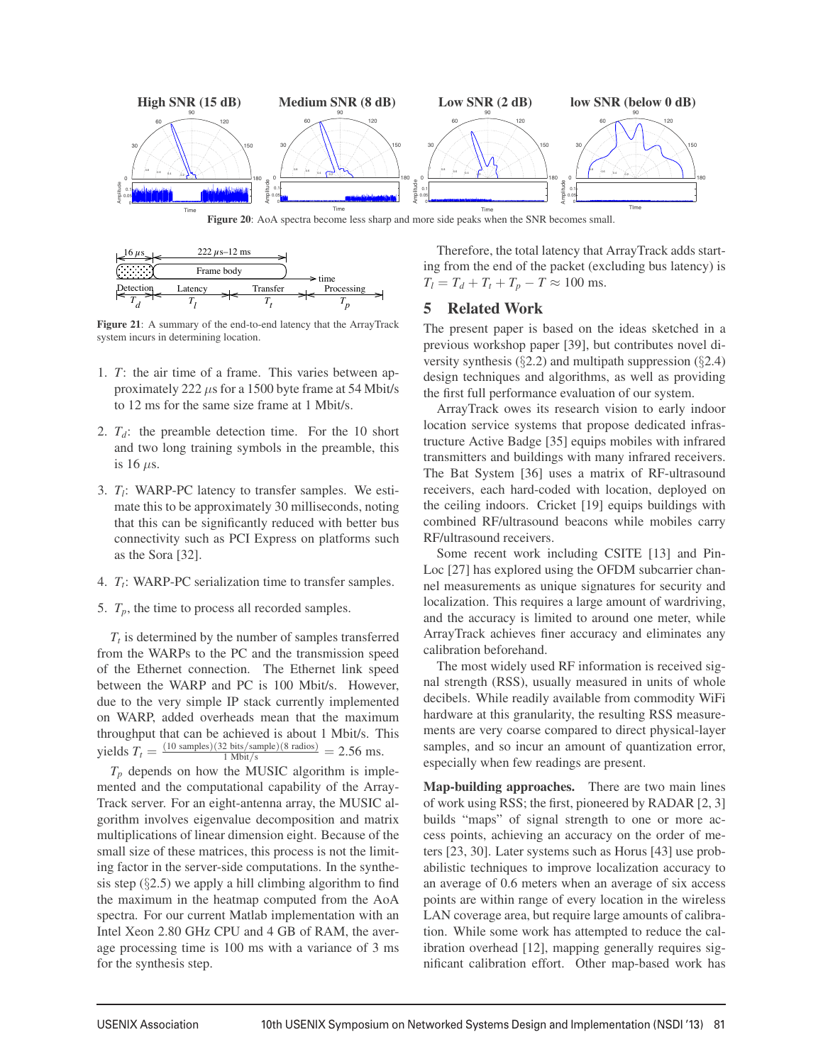Figure 20: AoA spectra become less sharp and more side peaks when the SNR becomes small.

Figure 21: A summary of the end-to-end latency that the ArrayTrack system incurs in determining location.

1. $T$: the air time of a frame. This varies between approximately 222 $\mu$s for a 1500 byte frame at 54 Mbit/s to 12 ms for the same size frame at 1 Mbit/s.
2. $T_d$: the preamble detection time. For the 10 short and two long training symbols in the preamble, this is 16 $\mu$s.
3. $T_l$: WARP-PC latency to transfer samples. We estimate this to be approximately 30 milliseconds, noting that this can be significantly reduced with better bus connectivity such as PCI Express on platforms such as the Sora [32].
4. $T_t$: WARP-PC serialization time to transfer samples.
5. $T_p$, the time to process all recorded samples.

$T_t$ is determined by the number of samples transferred from the WARPs to the PC and the transmission speed of the Ethernet connection. The Ethernet link speed between the WARP and PC is 100 Mbit/s. However, due to the very simple IP stack currently implemented on WARP, added overheads mean that the maximum throughput that can be achieved is about 1 Mbit/s. This yields $T_t = \frac{(10 \text{ samples})(32 \text{ bits/sample})(8 \text{ radios})}{1 \text{ Mbit/s}} = 2.56$ ms.

$T_p$ depends on how the MUSIC algorithm is implemented and the computational capability of the ArrayTrack server. For an eight-antenna array, the MUSIC algorithm involves eigenvalue decomposition and matrix multiplications of linear dimension eight. Because of the small size of these matrices, this process is not the limiting factor in the server-side computations. In the synthesis step (§2.5) we apply a hill climbing algorithm to find the maximum in the heatmap computed from the AoA spectra. For our current Matlab implementation with an Intel Xeon 2.80 GHz CPU and 4 GB of RAM, the average processing time is 100 ms with a variance of 3 ms for the synthesis step.

Therefore, the total latency that ArrayTrack adds starting from the end of the packet (excluding bus latency) is $T_l = T_d + T_t + T_p - T \approx 100$ ms.

## 5 Related Work

The present paper is based on the ideas sketched in a previous workshop paper [39], but contributes novel diversity synthesis (§2.2) and multipath suppression (§2.4) design techniques and algorithms, as well as providing the first full performance evaluation of our system.

ArrayTrack owes its research vision to early indoor location service systems that propose dedicated infrastructure Active Badge [35] equips mobiles with infrared transmitters and buildings with many infrared receivers. The Bat System [36] uses a matrix of RF-ultrasound receivers, each hard-coded with location, deployed on the ceiling indoors. Cricket [19] equips buildings with combined RF/ultrasound beacons while mobiles carry RF/ultrasound receivers.

Some recent work including CSITE [13] and PinLoc [27] has explored using the OFDM subcarrier channel measurements as unique signatures for security and localization. This requires a large amount of wardriving, and the accuracy is limited to around one meter, while ArrayTrack achieves finer accuracy and eliminates any calibration beforehand.

The most widely used RF information is received signal strength (RSS), usually measured in units of whole decibels. While readily available from commodity WiFi hardware at this granularity, the resulting RSS measurements are very coarse compared to direct physical-layer samples, and so incur an amount of quantization error, especially when few readings are present.

**Map-building approaches.** There are two main lines of work using RSS; the first, pioneered by RADAR [2, 3] builds "maps" of signal strength to one or more access points, achieving an accuracy on the order of meters [23, 30]. Later systems such as Horus [43] use probabilistic techniques to improve localization accuracy to an average of 0.6 meters when an average of six access points are within range of every location in the wireless LAN coverage area, but require large amounts of calibration. While some work has attempted to reduce the calibration overhead [12], mapping generally requires significant calibration effort. Other map-based work has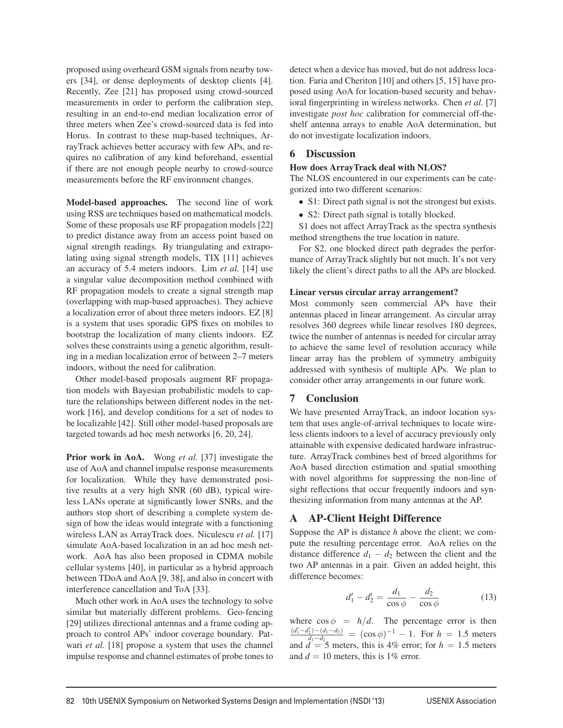proposed using overheard GSM signals from nearby towers [34], or dense deployments of desktop clients [4]. Recently, Zee [21] has proposed using crowd-sourced measurements in order to perform the calibration step, resulting in an end-to-end median localization error of three meters when Zee's crowd-sourced data is fed into Horus. In contrast to these map-based techniques, ArrayTrack achieves better accuracy with few APs, and requires no calibration of any kind beforehand, essential if there are not enough people nearby to crowd-source measurements before the RF environment changes.

**Model-based approaches.** The second line of work using RSS are techniques based on mathematical models. Some of these proposals use RF propagation models [22] to predict distance away from an access point based on signal strength readings. By triangulating and extrapolating using signal strength models, TIX [11] achieves an accuracy of 5.4 meters indoors. Lim *et al.* [14] use a singular value decomposition method combined with RF propagation models to create a signal strength map (overlapping with map-based approaches). They achieve a localization error of about three meters indoors. EZ [8] is a system that uses sporadic GPS fixes on mobiles to bootstrap the localization of many clients indoors. EZ solves these constraints using a genetic algorithm, resulting in a median localization error of between 2–7 meters indoors, without the need for calibration.

Other model-based proposals augment RF propagation models with Bayesian probabilistic models to capture the relationships between different nodes in the network [16], and develop conditions for a set of nodes to be localizable [42]. Still other model-based proposals are targeted towards ad hoc mesh networks [6, 20, 24].

**Prior work in AoA.** Wong *et al.* [37] investigate the use of AoA and channel impulse response measurements for localization. While they have demonstrated positive results at a very high SNR (60 dB), typical wireless LANs operate at significantly lower SNRs, and the authors stop short of describing a complete system design of how the ideas would integrate with a functioning wireless LAN as ArrayTrack does. Niculescu *et al.* [17] simulate AoA-based localization in an ad hoc mesh network. AoA has also been proposed in CDMA mobile cellular systems [40], in particular as a hybrid approach between TDoA and AoA [9, 38], and also in concert with interference cancellation and ToA [33].

Much other work in AoA uses the technology to solve similar but materially different problems. Geo-fencing [29] utilizes directional antennas and a frame coding approach to control APs' indoor coverage boundary. Patwari *et al.* [18] propose a system that uses the channel impulse response and channel estimates of probe tones to detect when a device has moved, but do not address location. Faria and Cheriton [10] and others [5, 15] have proposed using AoA for location-based security and behavioral fingerprinting in wireless networks. Chen *et al.* [7] investigate *post hoc* calibration for commercial off-the-shelf antenna arrays to enable AoA determination, but do not investigate localization indoors.

## 6 Discussion

**How does ArrayTrack deal with NLOS?**
The NLOS encountered in our experiments can be categorized into two different scenarios:

- S1: Direct path signal is not the strongest but exists.
- S2: Direct path signal is totally blocked.

S1 does not affect ArrayTrack as the spectra synthesis method strengthens the true location in nature.

For S2, one blocked direct path degrades the performance of ArrayTrack slightly but not much. It's not very likely the client's direct paths to all the APs are blocked.

**Linear versus circular array arrangement?**
Most commonly seen commercial APs have their antennas placed in linear arrangement. As circular array resolves 360 degrees while linear resolves 180 degrees, twice the number of antennas is needed for circular array to achieve the same level of resolution accuracy while linear array has the problem of symmetry ambiguity addressed with synthesis of multiple APs. We plan to consider other array arrangements in our future work.

## 7 Conclusion

We have presented ArrayTrack, an indoor location system that uses angle-of-arrival techniques to locate wireless clients indoors to a level of accuracy previously only attainable with expensive dedicated hardware infrastructure. ArrayTrack combines best of breed algorithms for AoA based direction estimation and spatial smoothing with novel algorithms for suppressing the non-line of sight reflections that occur frequently indoors and synthesizing information from many antennas at the AP.

## A AP-Client Height Difference

Suppose the AP is distance $h$ above the client; we compute the resulting percentage error. AoA relies on the distance difference $d_1 - d_2$ between the client and the two AP antennas in a pair. Given an added height, this difference becomes:

$$d_1' - d_2' = \frac{d_1}{\cos\phi} - \frac{d_2}{\cos\phi} \tag{13}$$

where $\cos\phi = h/d$. The percentage error is then $\frac{(d_1'-d_2')-(d_1-d_2)}{d_1-d_2} = (\cos\phi)^{-1} - 1$. For $h = 1.5$ meters and $d = 5$ meters, this is 4% error; for $h = 1.5$ meters and $d = 10$ meters, this is 1% error.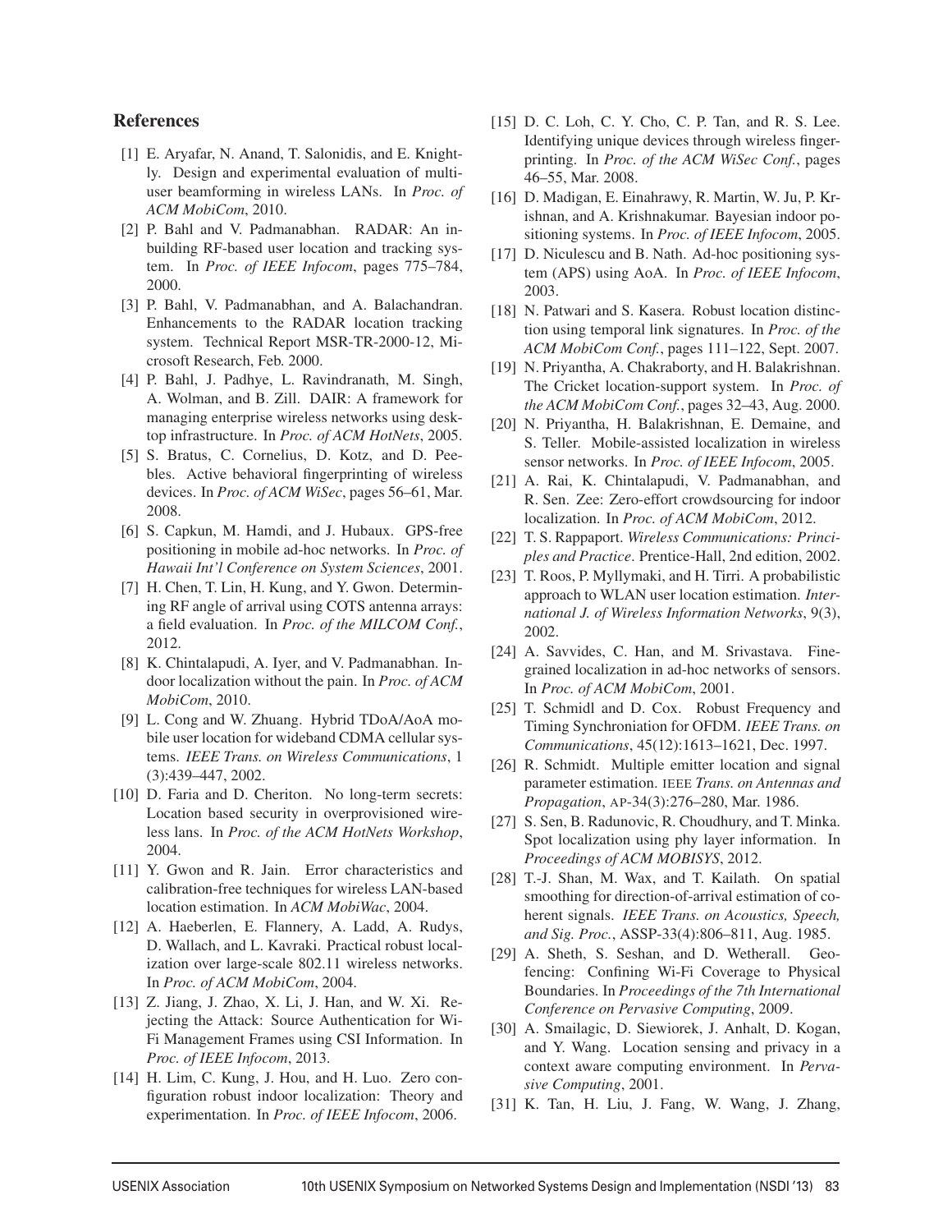## References

[1] E. Aryafar, N. Anand, T. Salonidis, and E. Knightly. Design and experimental evaluation of multi-user beamforming in wireless LANs. In *Proc. of ACM MobiCom*, 2010.

[2] P. Bahl and V. Padmanabhan. RADAR: An in-building RF-based user location and tracking system. In *Proc. of IEEE Infocom*, pages 775–784, 2000.

[3] P. Bahl, V. Padmanabhan, and A. Balachandran. Enhancements to the RADAR location tracking system. Technical Report MSR-TR-2000-12, Microsoft Research, Feb. 2000.

[4] P. Bahl, J. Padhye, L. Ravindranath, M. Singh, A. Wolman, and B. Zill. DAIR: A framework for managing enterprise wireless networks using desktop infrastructure. In *Proc. of ACM HotNets*, 2005.

[5] S. Bratus, C. Cornelius, D. Kotz, and D. Peebles. Active behavioral fingerprinting of wireless devices. In *Proc. of ACM WiSec*, pages 56–61, Mar. 2008.

[6] S. Capkun, M. Hamdi, and J. Hubaux. GPS-free positioning in mobile ad-hoc networks. In *Proc. of Hawaii Int'l Conference on System Sciences*, 2001.

[7] H. Chen, T. Lin, H. Kung, and Y. Gwon. Determining RF angle of arrival using COTS antenna arrays: a field evaluation. In *Proc. of the MILCOM Conf.*, 2012.

[8] K. Chintalapudi, A. Iyer, and V. Padmanabhan. Indoor localization without the pain. In *Proc. of ACM MobiCom*, 2010.

[9] L. Cong and W. Zhuang. Hybrid TDoA/AoA mobile user location for wideband CDMA cellular systems. *IEEE Trans. on Wireless Communications*, 1 (3):439–447, 2002.

[10] D. Faria and D. Cheriton. No long-term secrets: Location based security in overprovisioned wireless lans. In *Proc. of the ACM HotNets Workshop*, 2004.

[11] Y. Gwon and R. Jain. Error characteristics and calibration-free techniques for wireless LAN-based location estimation. In *ACM MobiWac*, 2004.

[12] A. Haeberlen, E. Flannery, A. Ladd, A. Rudys, D. Wallach, and L. Kavraki. Practical robust localization over large-scale 802.11 wireless networks. In *Proc. of ACM MobiCom*, 2004.

[13] Z. Jiang, J. Zhao, X. Li, J. Han, and W. Xi. Rejecting the Attack: Source Authentication for Wi-Fi Management Frames using CSI Information. In *Proc. of IEEE Infocom*, 2013.

[14] H. Lim, C. Kung, J. Hou, and H. Luo. Zero configuration robust indoor localization: Theory and experimentation. In *Proc. of IEEE Infocom*, 2006.

[15] D. C. Loh, C. Y. Cho, C. P. Tan, and R. S. Lee. Identifying unique devices through wireless fingerprinting. In *Proc. of the ACM WiSec Conf.*, pages 46–55, Mar. 2008.

[16] D. Madigan, E. Einahrawy, R. Martin, W. Ju, P. Krishnan, and A. Krishnakumar. Bayesian indoor positioning systems. In *Proc. of IEEE Infocom*, 2005.

[17] D. Niculescu and B. Nath. Ad-hoc positioning system (APS) using AoA. In *Proc. of IEEE Infocom*, 2003.

[18] N. Patwari and S. Kasera. Robust location distinction using temporal link signatures. In *Proc. of the ACM MobiCom Conf.*, pages 111–122, Sept. 2007.

[19] N. Priyantha, A. Chakraborty, and H. Balakrishnan. The Cricket location-support system. In *Proc. of the ACM MobiCom Conf.*, pages 32–43, Aug. 2000.

[20] N. Priyantha, H. Balakrishnan, E. Demaine, and S. Teller. Mobile-assisted localization in wireless sensor networks. In *Proc. of IEEE Infocom*, 2005.

[21] A. Rai, K. Chintalapudi, V. Padmanabhan, and R. Sen. Zee: Zero-effort crowdsourcing for indoor localization. In *Proc. of ACM MobiCom*, 2012.

[22] T. S. Rappaport. *Wireless Communications: Principles and Practice*. Prentice-Hall, 2nd edition, 2002.

[23] T. Roos, P. Myllymaki, and H. Tirri. A probabilistic approach to WLAN user location estimation. *International J. of Wireless Information Networks*, 9(3), 2002.

[24] A. Savvides, C. Han, and M. Srivastava. Fine-grained localization in ad-hoc networks of sensors. In *Proc. of ACM MobiCom*, 2001.

[25] T. Schmidl and D. Cox. Robust Frequency and Timing Synchroniation for OFDM. *IEEE Trans. on Communications*, 45(12):1613–1621, Dec. 1997.

[26] R. Schmidt. Multiple emitter location and signal parameter estimation. IEEE *Trans. on Antennas and Propagation*, AP-34(3):276–280, Mar. 1986.

[27] S. Sen, B. Radunovic, R. Choudhury, and T. Minka. Spot localization using phy layer information. In *Proceedings of ACM MOBISYS*, 2012.

[28] T.-J. Shan, M. Wax, and T. Kailath. On spatial smoothing for direction-of-arrival estimation of coherent signals. *IEEE Trans. on Acoustics, Speech, and Sig. Proc.*, ASSP-33(4):806–811, Aug. 1985.

[29] A. Sheth, S. Seshan, and D. Wetherall. Geo-fencing: Confining Wi-Fi Coverage to Physical Boundaries. In *Proceedings of the 7th International Conference on Pervasive Computing*, 2009.

[30] A. Smailagic, D. Siewiorek, J. Anhalt, D. Kogan, and Y. Wang. Location sensing and privacy in a context aware computing environment. In *Pervasive Computing*, 2001.

[31] K. Tan, H. Liu, J. Fang, W. Wang, J. Zhang,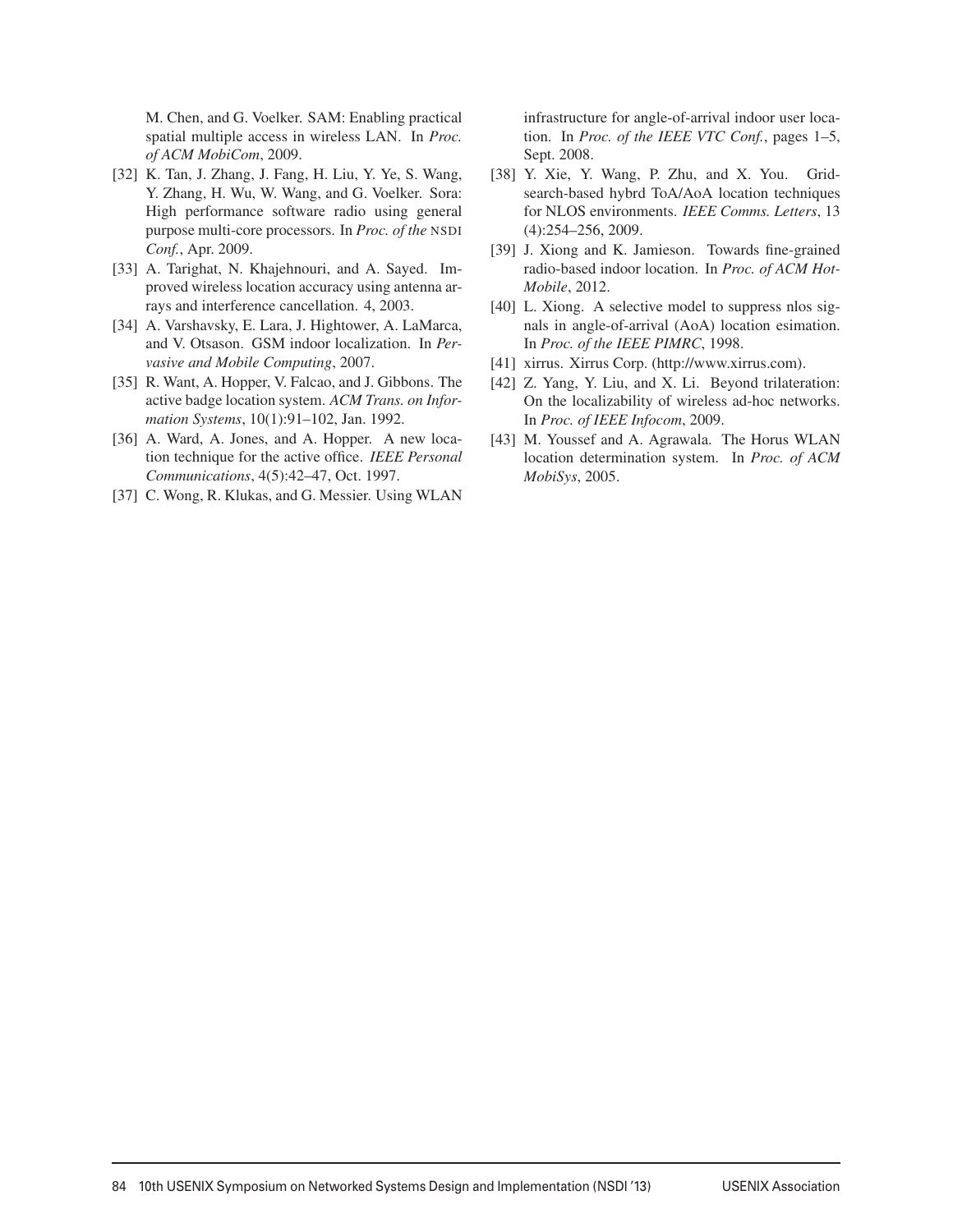M. Chen, and G. Voelker. SAM: Enabling practical spatial multiple access in wireless LAN. In *Proc. of ACM MobiCom*, 2009.

[32] K. Tan, J. Zhang, J. Fang, H. Liu, Y. Ye, S. Wang, Y. Zhang, H. Wu, W. Wang, and G. Voelker. Sora: High performance software radio using general purpose multi-core processors. In *Proc. of the* NSDI *Conf.*, Apr. 2009.

[33] A. Tarighat, N. Khajehnouri, and A. Sayed. Improved wireless location accuracy using antenna arrays and interference cancellation. 4, 2003.

[34] A. Varshavsky, E. Lara, J. Hightower, A. LaMarca, and V. Otsason. GSM indoor localization. In *Pervasive and Mobile Computing*, 2007.

[35] R. Want, A. Hopper, V. Falcao, and J. Gibbons. The active badge location system. *ACM Trans. on Information Systems*, 10(1):91–102, Jan. 1992.

[36] A. Ward, A. Jones, and A. Hopper. A new location technique for the active office. *IEEE Personal Communications*, 4(5):42–47, Oct. 1997.

[37] C. Wong, R. Klukas, and G. Messier. Using WLAN infrastructure for angle-of-arrival indoor user location. In *Proc. of the IEEE VTC Conf.*, pages 1–5, Sept. 2008.

[38] Y. Xie, Y. Wang, P. Zhu, and X. You. Grid-search-based hybrd ToA/AoA location techniques for NLOS environments. *IEEE Comms. Letters*, 13 (4):254–256, 2009.

[39] J. Xiong and K. Jamieson. Towards fine-grained radio-based indoor location. In *Proc. of ACM Hot-Mobile*, 2012.

[40] L. Xiong. A selective model to suppress nlos signals in angle-of-arrival (AoA) location esimation. In *Proc. of the IEEE PIMRC*, 1998.

[41] xirrus. Xirrus Corp. (http://www.xirrus.com).

[42] Z. Yang, Y. Liu, and X. Li. Beyond trilateration: On the localizability of wireless ad-hoc networks. In *Proc. of IEEE Infocom*, 2009.

[43] M. Youssef and A. Agrawala. The Horus WLAN location determination system. In *Proc. of ACM MobiSys*, 2005.